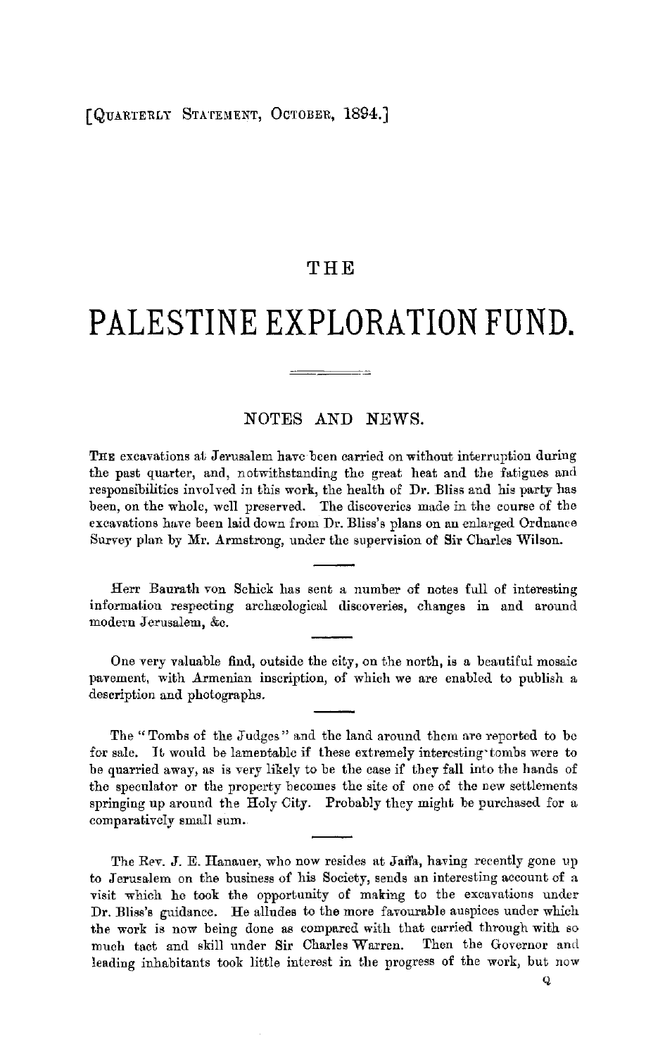[QUARTERLY STATEMENT, OCTOBER, 1894.]

# THE

# PALESTINE EXPLORATION FUND.

## NOTES AND NEWS.

THE excavations at Jerusalem have been carried on without interruption during the past quarter, and, notwithstanding the great heat and the fatigues and responsibilities involved in this work, the health of Dr. Bliss and his party has been, on the whole, well preserved. The discoveries made in the course of the excavations have been laid down from Dr. Bliss's plans on an enlarged Ordnance Survey plan by Mr. Armstrong, under the supervision of Sir Charles Wilson.

Herr Baurath von Schick has sent a number of notes full of interesting information respecting archæological discoveries, changes in and around modern Jerusalem, &c.

One very valuable find, outside the city, on the north, is a beautiful mosaic pavement, with Armenian inscription, of which we are enabled to publish a description and photographs.

The "Tombs of the Judges" and the land around them are reported to be for sale. It would be lamentable if these extremely interesting tombs were to be quarried away, as is very likely to be the case if they fall into the hands of the speculator or the property becomes the site of one of the new settlements springing up around the Holy City. Probably they might be purchased for a comparatively small sum.

The Rev. J. E. Hanauer, who now resides at Jaffa, having recently gone up to Jerusalem on the business of his Society, sends an interesting account of a visit which he took the opportunity of making to the excavations under Dr. Bliss's guidance. He alludes to the more favourable auspices under which the work is now being done as compared with that carried through with so much tact and skill under Sir Charles Warren. Then the Governor and leading inhabitants took little interest in the progress of the work, but now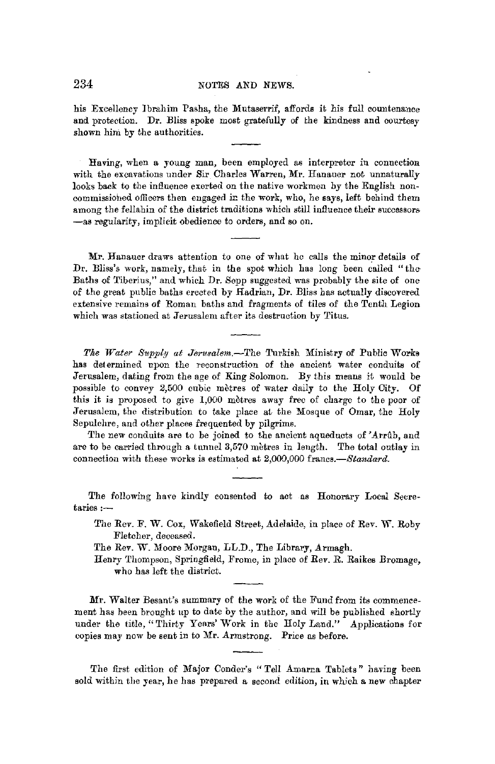his Excellency Ibrahim Pasha, the Mutaserrif, affords it his full countenance and protection. Dr. Bliss spoke most gratefully of the kindness and courtesy shown him by the authorities.

---

Having, when a young man, been employed as interpreter in connection with the excavations under Sir Charles Warren, Mr. Hanauer not unnaturally looks back to the influence exerted on the native workmen by the English non-commissioned officers then engaged in the work, who, he says, left behind them among the fellahin of the district traditions which still influence their successors —as regularity, implicit obedience to orders, and so on.

---

Mr. Hanauer draws attention to one of what he calls the minor details of Dr. Bliss's work, namely, that in the spot which has long been called "the Baths of Tiberius," and which Dr. Sepp suggested was probably the site of one of the great public baths erected by Hadrian, Dr. Bliss has actually discovered extensive remains of Roman baths and fragments of tiles of the Tenth Legion which was stationed at Jerusalem after its destruction by Titus.

---

*The Water Supply at Jerusalem.*—The Turkish Ministry of Public Works has determined upon the reconstruction of the ancient water conduits of Jerusalem, dating from the age of King Solomon. By this means it would be possible to convey 2,500 cubic mètres of water daily to the Holy City. Of this it is proposed to give 1,000 mètres away free of charge to the poor of Jerusalem, the distribution to take place at the Mosque of Omar, the Holy Sepulchre, and other places frequented by pilgrims.

The new conduits are to be joined to the ancient aqueducts of 'Arrûb, and are to be carried through a tunnel 3,570 mètres in length. The total outlay in connection with these works is estimated at 2,000,000 francs.—*Standard.*

---

The following have kindly consented to act as Honorary Local Secretaries :—

The Rev. F. W. Cox, Wakefield Street, Adelaide, in place of Rev. W. Roby Fletcher, deceased.

The Rev. W. Moore Morgan, LL.D., The Library, Armagh.

Henry Thompson, Springfield, Frome, in place of Rev. R. Raikes Bromage, who has left the district.

---

Mr. Walter Besant's summary of the work of the Fund from its commencement has been brought up to date by the author, and will be published shortly under the title, "Thirty Years' Work in the Holy Land." Applications for copies may now be sent in to Mr. Armstrong. Price as before.

---

The first edition of Major Conder's "Tell Amarna Tablets" having been sold within the year, he has prepared a second edition, in which a new chapter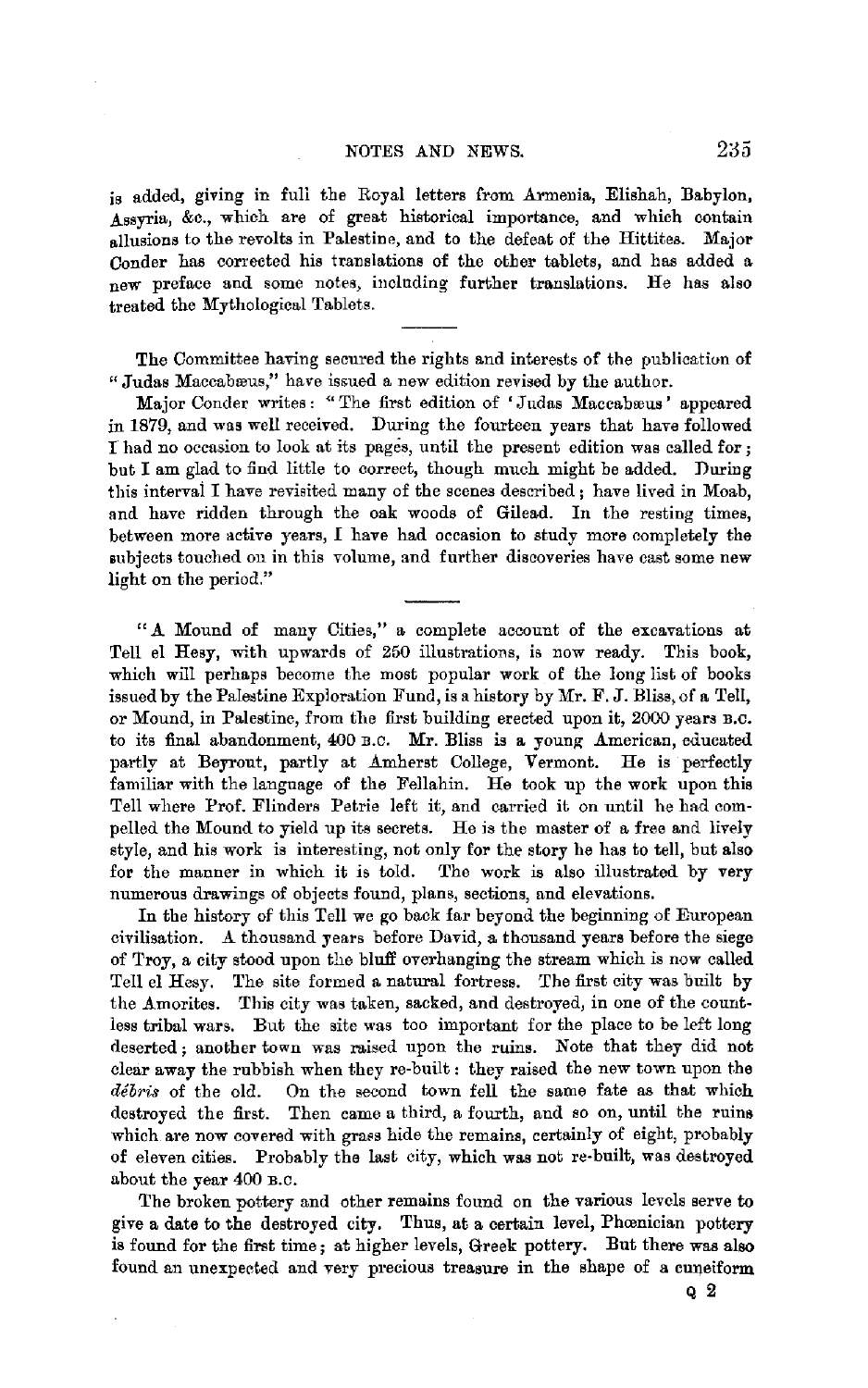is added, giving in full the Royal letters from Armenia, Elishah, Babylon, Assyria, &c., which are of great historical importance, and which contain allusions to the revolts in Palestine, and to the defeat of the Hittites. Major Conder has corrected his translations of the other tablets, and has added a new preface and some notes, including further translations. He has also treated the Mythological Tablets.

---

The Committee having secured the rights and interests of the publication of "Judas Maccabæus," have issued a new edition revised by the author.

Major Conder writes: "The first edition of 'Judas Maccabæus' appeared in 1879, and was well received. During the fourteen years that have followed I had no occasion to look at its pages, until the present edition was called for; but I am glad to find little to correct, though much might be added. During this interval I have revisited many of the scenes described; have lived in Moab, and have ridden through the oak woods of Gilead. In the resting times, between more active years, I have had occasion to study more completely the subjects touched on in this volume, and further discoveries have cast some new light on the period."

---

"A Mound of many Cities," a complete account of the excavations at Tell el Hesy, with upwards of 250 illustrations, is now ready. This book, which will perhaps become the most popular work of the long list of books issued by the Palestine Exploration Fund, is a history by Mr. F. J. Bliss, of a Tell, or Mound, in Palestine, from the first building erected upon it, 2000 years B.C. to its final abandonment, 400 B.C. Mr. Bliss is a young American, educated partly at Beyrout, partly at Amherst College, Vermont. He is perfectly familiar with the language of the Fellahin. He took up the work upon this Tell where Prof. Flinders Petrie left it, and carried it on until he had compelled the Mound to yield up its secrets. He is the master of a free and lively style, and his work is interesting, not only for the story he has to tell, but also for the manner in which it is told. The work is also illustrated by very numerous drawings of objects found, plans, sections, and elevations.

In the history of this Tell we go back far beyond the beginning of European civilisation. A thousand years before David, a thousand years before the siege of Troy, a city stood upon the bluff overhanging the stream which is now called Tell el Hesy. The site formed a natural fortress. The first city was built by the Amorites. This city was taken, sacked, and destroyed, in one of the countless tribal wars. But the site was too important for the place to be left long deserted; another town was raised upon the ruins. Note that they did not clear away the rubbish when they re-built: they raised the new town upon the *débris* of the old. On the second town fell the same fate as that which destroyed the first. Then came a third, a fourth, and so on, until the ruins which are now covered with grass hide the remains, certainly of eight, probably of eleven cities. Probably the last city, which was not re-built, was destroyed about the year 400 B.C.

The broken pottery and other remains found on the various levels serve to give a date to the destroyed city. Thus, at a certain level, Phœnician pottery is found for the first time; at higher levels, Greek pottery. But there was also found an unexpected and very precious treasure in the shape of a cuneiform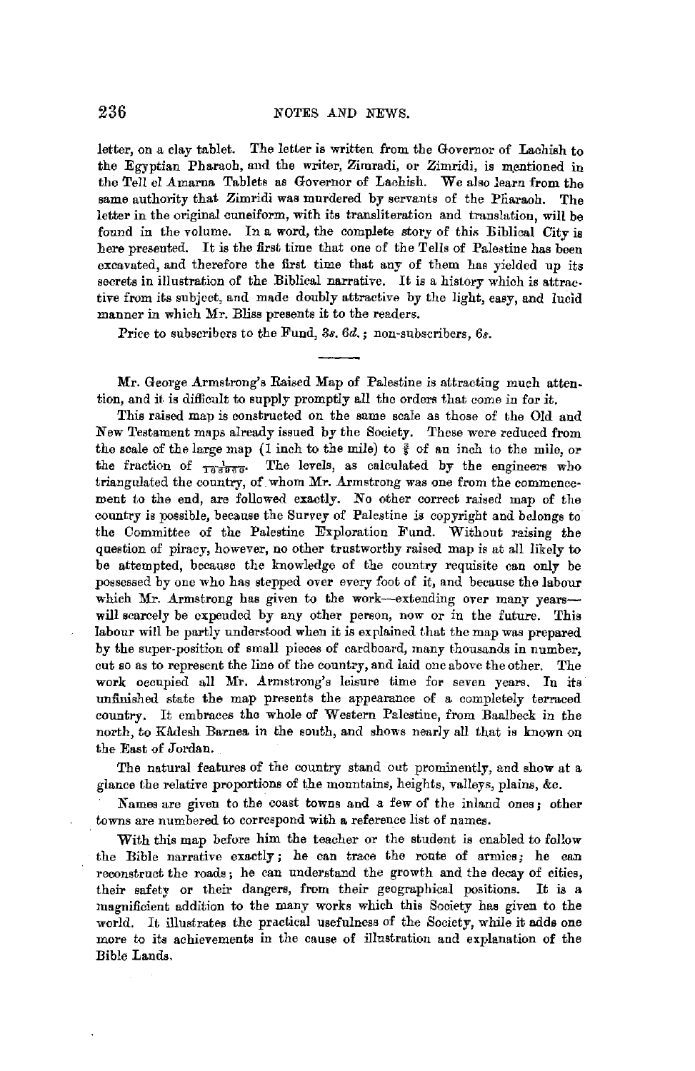letter, on a clay tablet. The letter is written from the Governor of Lachish to the Egyptian Pharaoh, and the writer, Zimradi, or Zimridi, is mentioned in the Tell el Amarna Tablets as Governor of Lachish. We also learn from the same authority that Zimridi was murdered by servants of the Pharaoh. The letter in the original cuneiform, with its transliteration and translation, will be found in the volume. In a word, the complete story of this Biblical City is here presented. It is the first time that one of the Tells of Palestine has been excavated, and therefore the first time that any of them has yielded up its secrets in illustration of the Biblical narrative. It is a history which is attractive from its subject, and made doubly attractive by the light, easy, and lucid manner in which Mr. Bliss presents it to the readers.

Price to subscribers to the Fund, 3*s*. 6*d*.; non-subscribers, 6*s*.

---

Mr. George Armstrong's Raised Map of Palestine is attracting much attention, and it is difficult to supply promptly all the orders that come in for it.

This raised map is constructed on the same scale as those of the Old and New Testament maps already issued by the Society. These were reduced from the scale of the large map (1 inch to the mile) to $\frac{3}{8}$ of an inch to the mile, or the fraction of $\frac{1}{168960}$. The levels, as calculated by the engineers who triangulated the country, of whom Mr. Armstrong was one from the commencement to the end, are followed exactly. No other correct raised map of the country is possible, because the Survey of Palestine is copyright and belongs to the Committee of the Palestine Exploration Fund. Without raising the question of piracy, however, no other trustworthy raised map is at all likely to be attempted, because the knowledge of the country requisite can only be possessed by one who has stepped over every foot of it, and because the labour which Mr. Armstrong has given to the work—extending over many years—will scarcely be expended by any other person, now or in the future. This labour will be partly understood when it is explained that the map was prepared by the super-position of small pieces of cardboard, many thousands in number, cut so as to represent the line of the country, and laid one above the other. The work occupied all Mr. Armstrong's leisure time for seven years. In its unfinished state the map presents the appearance of a completely terraced country. It embraces the whole of Western Palestine, from Baalbeck in the north, to Kâdesh Barnea in the south, and shows nearly all that is known on the East of Jordan.

The natural features of the country stand out prominently, and show at a glance the relative proportions of the mountains, heights, valleys, plains, &c.

Names are given to the coast towns and a few of the inland ones; other towns are numbered to correspond with a reference list of names.

With this map before him the teacher or the student is enabled to follow the Bible narrative exactly; he can trace the route of armies; he can reconstruct the roads; he can understand the growth and the decay of cities, their safety or their dangers, from their geographical positions. It is a magnificent addition to the many works which this Society has given to the world. It illustrates the practical usefulness of the Society, while it adds one more to its achievements in the cause of illustration and explanation of the Bible Lands.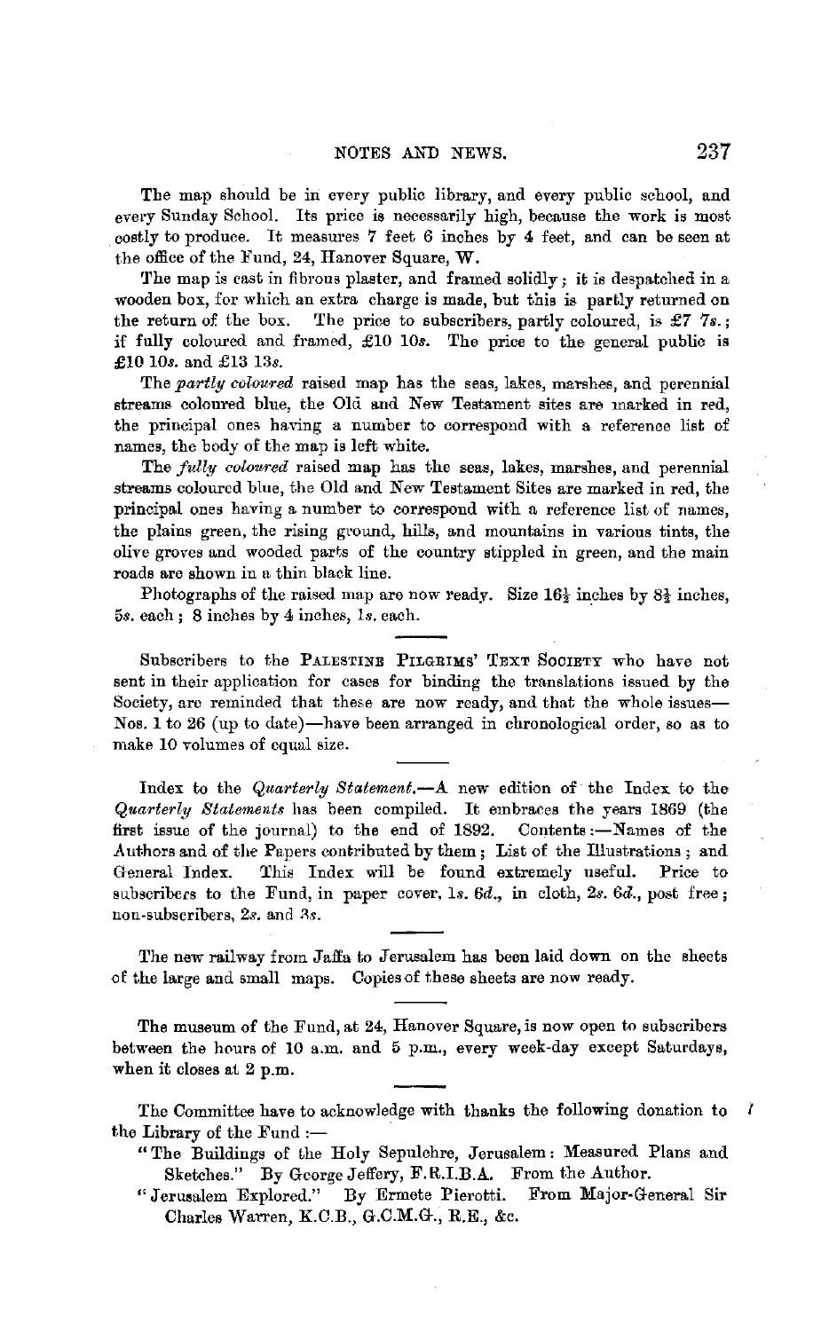The map should be in every public library, and every public school, and every Sunday School. Its price is necessarily high, because the work is most costly to produce. It measures 7 feet 6 inches by 4 feet, and can be seen at the office of the Fund, 24, Hanover Square, W.

The map is cast in fibrous plaster, and framed solidly; it is despatched in a wooden box, for which an extra charge is made, but this is partly returned on the return of the box. The price to subscribers, partly coloured, is £7 7*s.*; if fully coloured and framed, £10 10*s.* The price to the general public is £10 10*s.* and £13 13*s.*

The *partly coloured* raised map has the seas, lakes, marshes, and perennial streams coloured blue, the Old and New Testament sites are marked in red, the principal ones having a number to correspond with a reference list of names, the body of the map is left white.

The *fully coloured* raised map has the seas, lakes, marshes, and perennial streams coloured blue, the Old and New Testament Sites are marked in red, the principal ones having a number to correspond with a reference list of names, the plains green, the rising ground, hills, and mountains in various tints, the olive groves and wooded parts of the country stippled in green, and the main roads are shown in a thin black line.

Photographs of the raised map are now ready. Size 16½ inches by 8½ inches, 5*s.* each; 8 inches by 4 inches, 1*s.* each.

---

Subscribers to the PALESTINE PILGRIMS' TEXT SOCIETY who have not sent in their application for cases for binding the translations issued by the Society, are reminded that these are now ready, and that the whole issues—Nos. 1 to 26 (up to date)—have been arranged in chronological order, so as to make 10 volumes of equal size.

---

Index to the *Quarterly Statement.*—A new edition of the Index to the *Quarterly Statements* has been compiled. It embraces the years 1869 (the first issue of the journal) to the end of 1892. Contents:—Names of the Authors and of the Papers contributed by them; List of the Illustrations; and General Index. This Index will be found extremely useful. Price to subscribers to the Fund, in paper cover, 1*s.* 6*d.*, in cloth, 2*s.* 6*d.*, post free; non-subscribers, 2*s.* and 3*s.*

---

The new railway from Jaffa to Jerusalem has been laid down on the sheets of the large and small maps. Copies of these sheets are now ready.

---

The museum of the Fund, at 24, Hanover Square, is now open to subscribers between the hours of 10 a.m. and 5 p.m., every week-day except Saturdays, when it closes at 2 p.m.

---

The Committee have to acknowledge with thanks the following donation to the Library of the Fund:—

"The Buildings of the Holy Sepulchre, Jerusalem: Measured Plans and Sketches." By George Jeffery, F.R.I.B.A. From the Author.

"Jerusalem Explored." By Ermete Pierotti. From Major-General Sir Charles Warren, K.C.B., G.C.M.G., R.E., &c.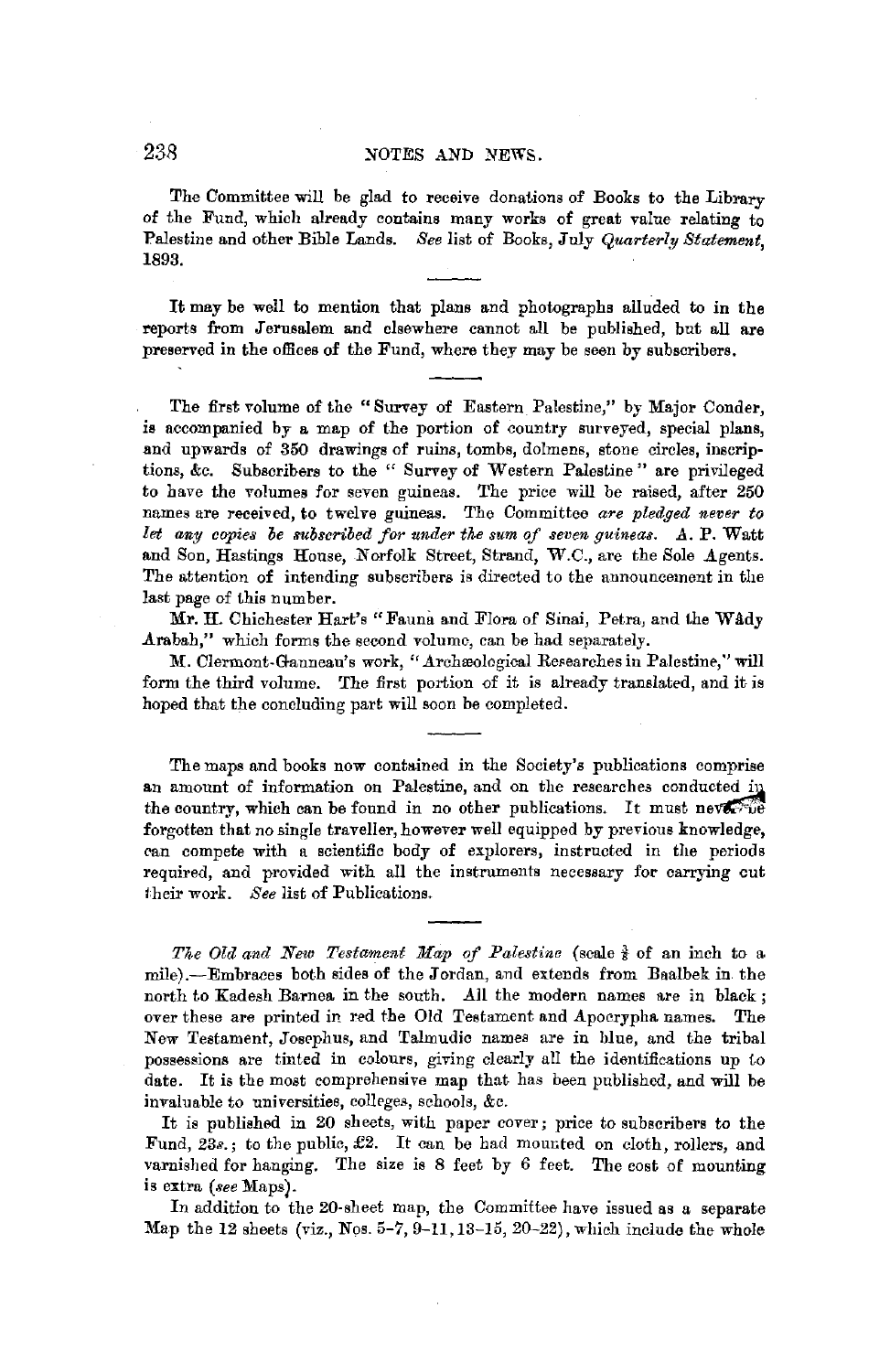The Committee will be glad to receive donations of Books to the Library of the Fund, which already contains many works of great value relating to Palestine and other Bible Lands. *See* list of Books, July *Quarterly Statement*, 1893.

---

It may be well to mention that plans and photographs alluded to in the reports from Jerusalem and elsewhere cannot all be published, but all are preserved in the offices of the Fund, where they may be seen by subscribers.

---

The first volume of the "Survey of Eastern Palestine," by Major Conder, is accompanied by a map of the portion of country surveyed, special plans, and upwards of 350 drawings of ruins, tombs, dolmens, stone circles, inscriptions, &c. Subscribers to the "Survey of Western Palestine" are privileged to have the volumes for seven guineas. The price will be raised, after 250 names are received, to twelve guineas. The Committee *are pledged never to let any copies be subscribed for under the sum of seven guineas.* A. P. Watt and Son, Hastings House, Norfolk Street, Strand, W.C., are the Sole Agents. The attention of intending subscribers is directed to the announcement in the last page of this number.

Mr. H. Chichester Hart's "Fauna and Flora of Sinai, Petra, and the Wâdy Arabah," which forms the second volume, can be had separately.

M. Clermont-Ganneau's work, "Archæological Researches in Palestine," will form the third volume. The first portion of it is already translated, and it is hoped that the concluding part will soon be completed.

---

The maps and books now contained in the Society's publications comprise an amount of information on Palestine, and on the researches conducted in the country, which can be found in no other publications. It must never be forgotten that no single traveller, however well equipped by previous knowledge, can compete with a scientific body of explorers, instructed in the periods required, and provided with all the instruments necessary for carrying out their work. *See* list of Publications.

---

*The Old and New Testament Map of Palestine* (scale $\frac{3}{8}$ of an inch to a mile).—Embraces both sides of the Jordan, and extends from Baalbek in the north to Kadesh Barnea in the south. All the modern names are in black; over these are printed in red the Old Testament and Apocrypha names. The New Testament, Josephus, and Talmudic names are in blue, and the tribal possessions are tinted in colours, giving clearly all the identifications up to date. It is the most comprehensive map that has been published, and will be invaluable to universities, colleges, schools, &c.

It is published in 20 sheets, with paper cover; price to subscribers to the Fund, 23*s.*; to the public, £2. It can be had mounted on cloth, rollers, and varnished for hanging. The size is 8 feet by 6 feet. The cost of mounting is extra (*see* Maps).

In addition to the 20-sheet map, the Committee have issued as a separate Map the 12 sheets (viz., Nos. 5–7, 9–11, 13–15, 20–22), which include the whole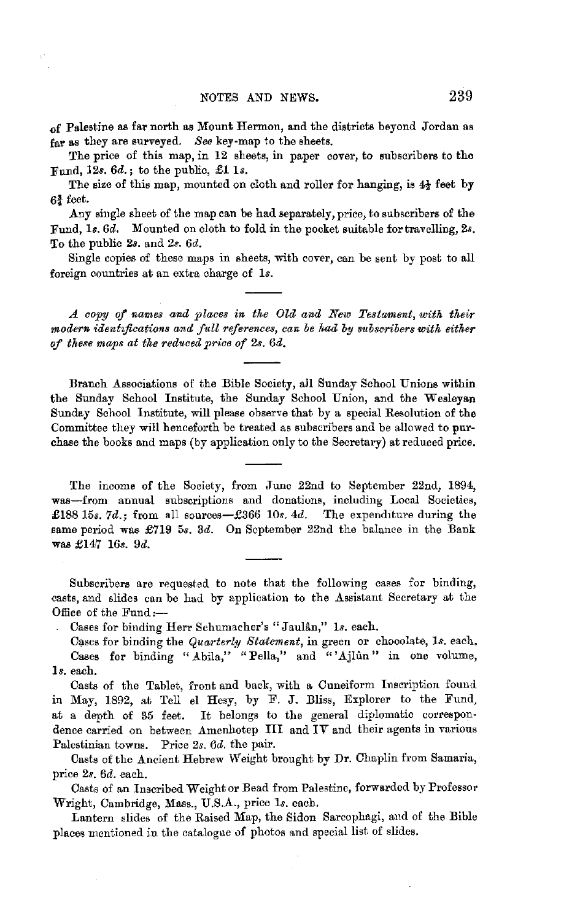of Palestine as far north as Mount Hermon, and the districts beyond Jordan as far as they are surveyed. *See* key-map to the sheets.

The price of this map, in 12 sheets, in paper cover, to subscribers to the Fund, 12*s.* 6*d.*; to the public, £1 1*s.*

The size of this map, mounted on cloth and roller for hanging, is 4½ feet by 6¾ feet.

Any single sheet of the map can be had separately, price, to subscribers of the Fund, 1*s.* 6*d.* Mounted on cloth to fold in the pocket suitable for travelling, 2*s.* To the public 2*s.* and 2*s.* 6*d.*

Single copies of these maps in sheets, with cover, can be sent by post to all foreign countries at an extra charge of 1*s.*

---

*A copy of names and places in the Old and New Testament, with their modern identifications and full references, can be had by subscribers with either of these maps at the reduced price of 2s. 6d.*

---

Branch Associations of the Bible Society, all Sunday School Unions within the Sunday School Institute, the Sunday School Union, and the Wesleyan Sunday School Institute, will please observe that by a special Resolution of the Committee they will henceforth be treated as subscribers and be allowed to purchase the books and maps (by application only to the Secretary) at reduced price.

---

The income of the Society, from June 22nd to September 22nd, 1894, was—from annual subscriptions and donations, including Local Societies, £188 15*s.* 7*d.*; from all sources—£366 10*s.* 4*d.* The expenditure during the same period was £719 5*s.* 3*d.* On September 22nd the balance in the Bank was £147 16*s.* 9*d.*

---

Subscribers are requested to note that the following cases for binding, casts, and slides can be had by application to the Assistant Secretary at the Office of the Fund:—

Cases for binding Herr Schumacher's "Jaulân," 1*s.* each.

Cases for binding the *Quarterly Statement*, in green or chocolate, 1*s.* each.

Cases for binding "Abila," "Pella," and "'Ajlûn" in one volume, 1*s.* each.

Casts of the Tablet, front and back, with a Cuneiform Inscription found in May, 1892, at Tell el Hesy, by F. J. Bliss, Explorer to the Fund, at a depth of 35 feet. It belongs to the general diplomatic correspondence carried on between Amenhotep III and IV and their agents in various Palestinian towns. Price 2*s.* 6*d.* the pair.

Casts of the Ancient Hebrew Weight brought by Dr. Chaplin from Samaria, price 2*s.* 6*d.* each.

Casts of an Inscribed Weight or Bead from Palestine, forwarded by Professor Wright, Cambridge, Mass., U.S.A., price 1*s.* each.

Lantern slides of the Raised Map, the Sidon Sarcophagi, and of the Bible places mentioned in the catalogue of photos and special list of slides.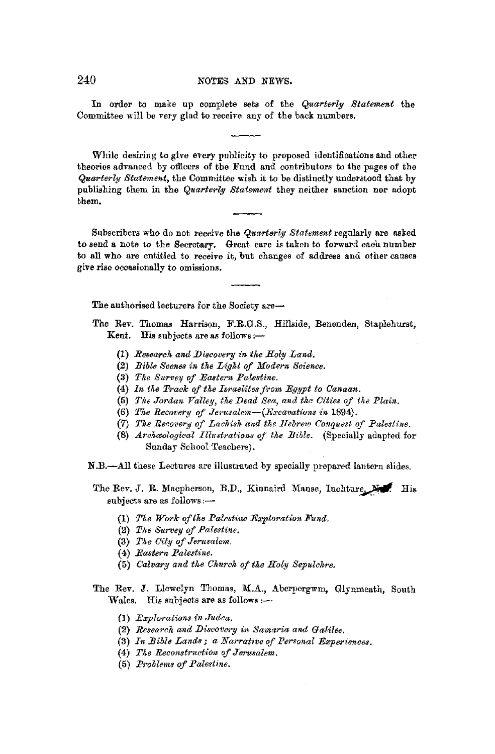In order to make up complete sets of the *Quarterly Statement* the Committee will be very glad to receive any of the back numbers.

---

While desiring to give every publicity to proposed identifications and other theories advanced by officers of the Fund and contributors to the pages of the *Quarterly Statement*, the Committee wish it to be distinctly understood that by publishing them in the *Quarterly Statement* they neither sanction nor adopt them.

---

Subscribers who do not receive the *Quarterly Statement* regularly are asked to send a note to the Secretary. Great care is taken to forward each number to all who are entitled to receive it, but changes of address and other causes give rise occasionally to omissions.

---

The authorised lecturers for the Society are—

The Rev. Thomas Harrison, F.R.G.S., Hillside, Benenden, Staplehurst, Kent. His subjects are as follows:—

(1) *Research and Discovery in the Holy Land.*
(2) *Bible Scenes in the Light of Modern Science.*
(3) *The Survey of Eastern Palestine.*
(4) *In the Track of the Israelites from Egypt to Canaan.*
(5) *The Jordan Valley, the Dead Sea, and the Cities of the Plain.*
(6) *The Recovery of Jerusalem—(Excavations in 1894).*
(7) *The Recovery of Lachish and the Hebrew Conquest of Palestine.*
(8) *Archæological Illustrations of the Bible.* (Specially adapted for Sunday School Teachers).

N.B.—All these Lectures are illustrated by specially prepared lantern slides.

The Rev. J. R. Macpherson, B.D., Kinnaird Manse, Inchture, N.B. His subjects are as follows:—

(1) *The Work of the Palestine Exploration Fund.*
(2) *The Survey of Palestine.*
(3) *The City of Jerusalem.*
(4) *Eastern Palestine.*
(5) *Calvary and the Church of the Holy Sepulchre.*

The Rev. J. Llewelyn Thomas, M.A., Aberpergwm, Glynneath, South Wales. His subjects are as follows:—

(1) *Explorations in Judea.*
(2) *Research and Discovery in Samaria and Galilee.*
(3) *In Bible Lands; a Narrative of Personal Experiences.*
(4) *The Reconstruction of Jerusalem.*
(5) *Problems of Palestine.*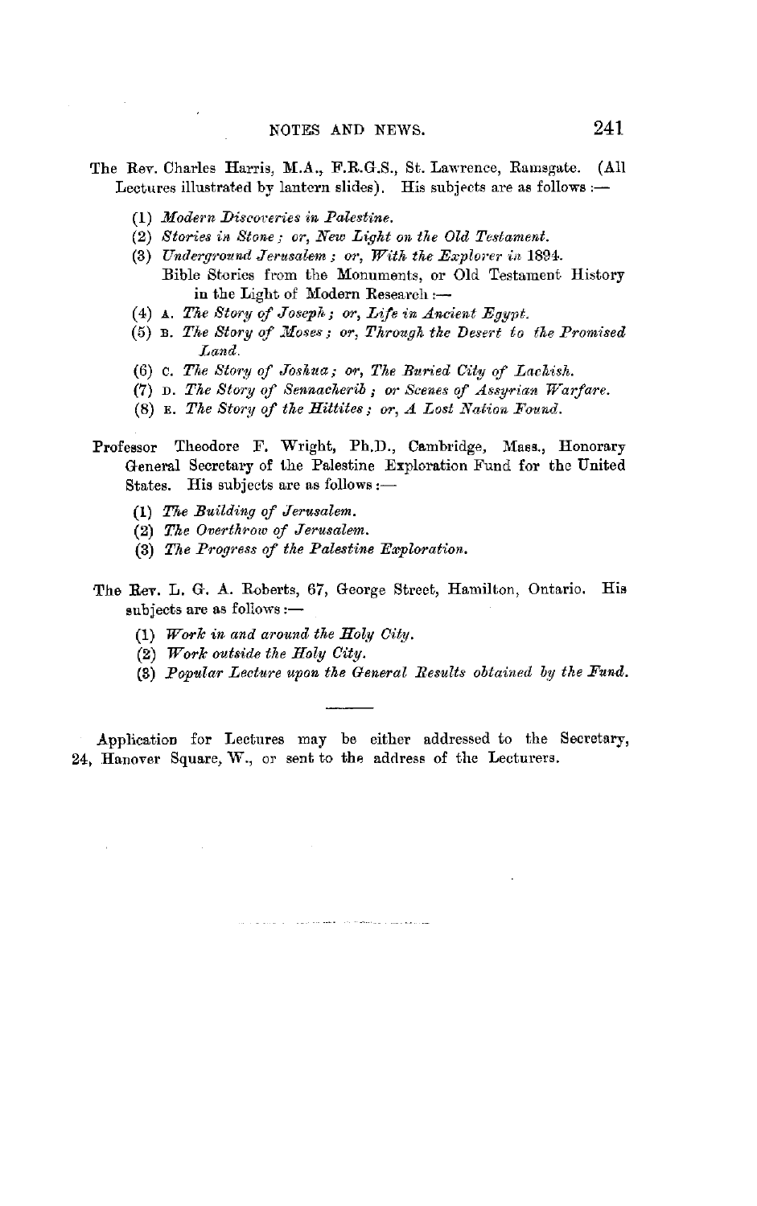The Rev. Charles Harris, M.A., F.R.G.S., St. Lawrence, Ramsgate. (All Lectures illustrated by lantern slides). His subjects are as follows :—

(1) *Modern Discoveries in Palestine.*

(2) *Stories in Stone ; or, New Light on the Old Testament.*

(3) *Underground Jerusalem ; or, With the Explorer in 1894.*
Bible Stories from the Monuments, or Old Testament History in the Light of Modern Research :—

(4) A. *The Story of Joseph ; or, Life in Ancient Egypt.*

(5) B. *The Story of Moses ; or, Through the Desert to the Promised Land.*

(6) C. *The Story of Joshua ; or, The Buried City of Lachish.*

(7) D. *The Story of Sennacherib ; or Scenes of Assyrian Warfare.*

(8) E. *The Story of the Hittites ; or, A Lost Nation Found.*

Professor Theodore F. Wright, Ph.D., Cambridge, Mass., Honorary General Secretary of the Palestine Exploration Fund for the United States. His subjects are as follows :—

(1) *The Building of Jerusalem.*

(2) *The Overthrow of Jerusalem.*

(3) *The Progress of the Palestine Exploration.*

The Rev. L. G. A. Roberts, 67, George Street, Hamilton, Ontario. His subjects are as follows :—

(1) *Work in and around the Holy City.*

(2) *Work outside the Holy City.*

(3) *Popular Lecture upon the General Results obtained by the Fund.*

---

Application for Lectures may be either addressed to the Secretary, 24, Hanover Square, W., or sent to the address of the Lecturers.